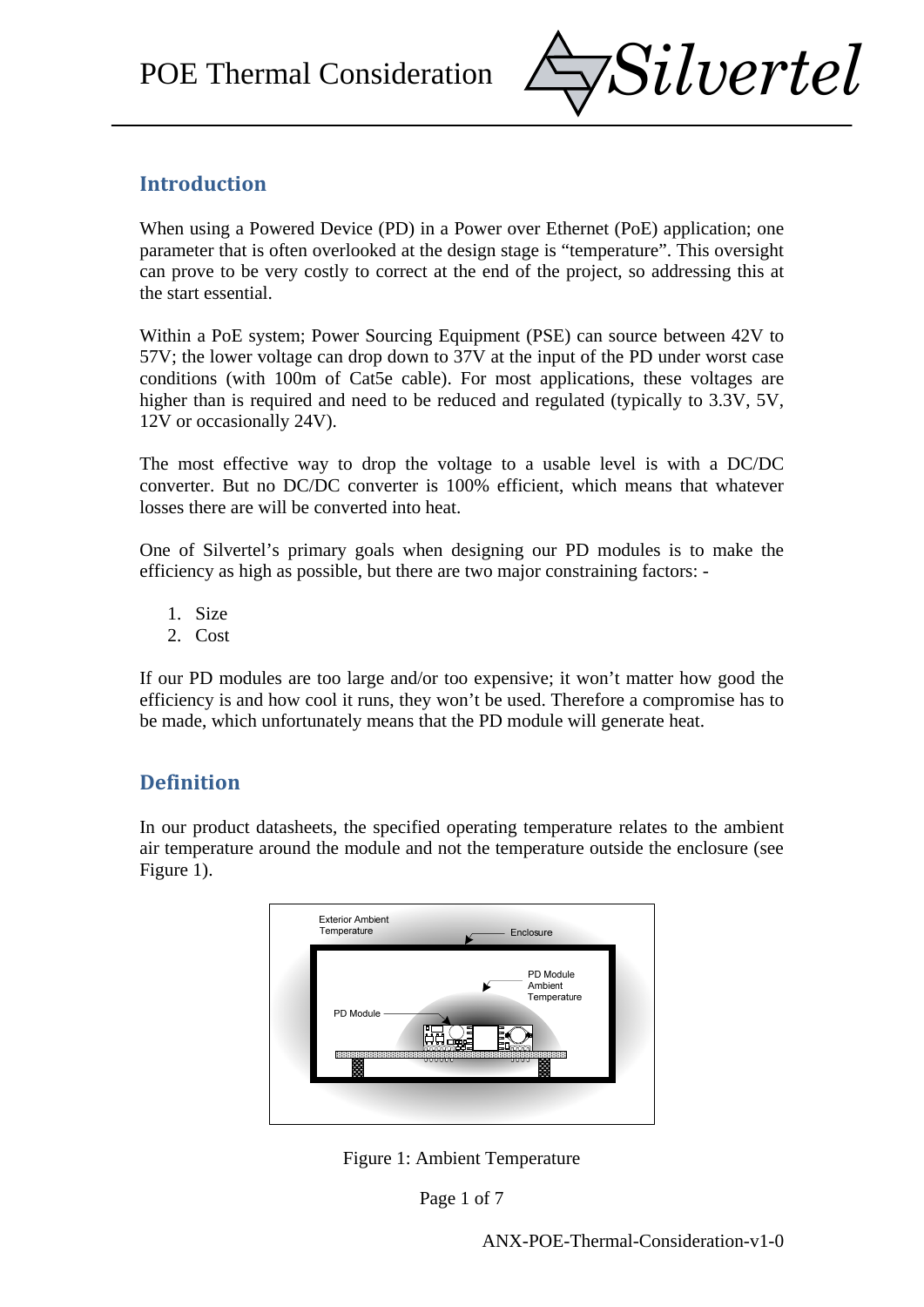# POE Thermal Consideration

## Introduction

When using a Powered Device (PD) in a Power over Ethernet (PoE) application; one parameter that is often overlooked at the design stage is "temperature". This oversight can prove to be very costly to correct at the end of the project, so addressing this at the start essential.

Within a PoE system; Power Sourcing Equipment (PSE) can source between 42V to 57V; the lower voltage can drop down to 37V at the input of the PD under worst case conditions (with 100m of Cat5e cable). For most applications, these voltages are higher than is required and need to be reduced and regulated (typically to 3.3V, 5V, 12V or occasionally 24V).

The most effective way to drop the voltage to a usable level is with a DC/DC converter. But no DC/DC converter is 100% efficient, which means that whatever losses there are will be converted into heat.

One of Silvertel's primary goals when designing our PD modules is to make the efficiency as high as possible, but there are two major constraining factors: -

1. Size
2. Cost

If our PD modules are too large and/or too expensive; it won't matter how good the efficiency is and how cool it runs, they won't be used. Therefore a compromise has to be made, which unfortunately means that the PD module will generate heat.

## Definition

In our product datasheets, the specified operating temperature relates to the ambient air temperature around the module and not the temperature outside the enclosure (see Figure 1).

Figure 1: Ambient Temperature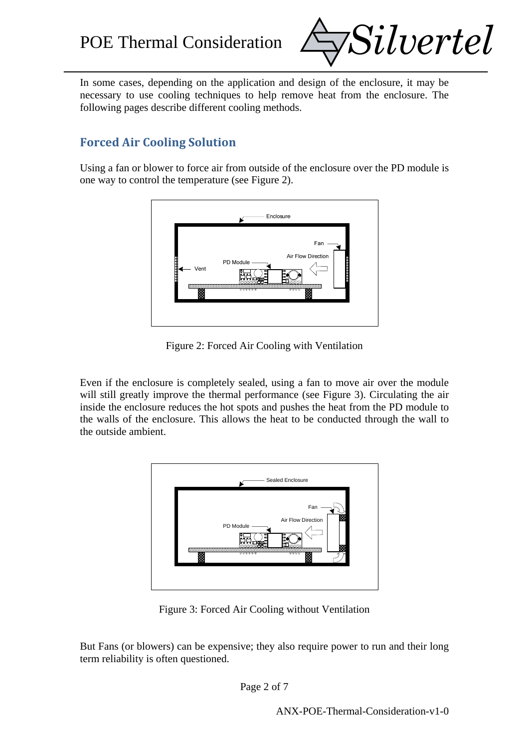In some cases, depending on the application and design of the enclosure, it may be necessary to use cooling techniques to help remove heat from the enclosure. The following pages describe different cooling methods.

## Forced Air Cooling Solution

Using a fan or blower to force air from outside of the enclosure over the PD module is one way to control the temperature (see Figure 2).

Figure 2: Forced Air Cooling with Ventilation

Even if the enclosure is completely sealed, using a fan to move air over the module will still greatly improve the thermal performance (see Figure 3). Circulating the air inside the enclosure reduces the hot spots and pushes the heat from the PD module to the walls of the enclosure. This allows the heat to be conducted through the wall to the outside ambient.

Figure 3: Forced Air Cooling without Ventilation

But Fans (or blowers) can be expensive; they also require power to run and their long term reliability is often questioned.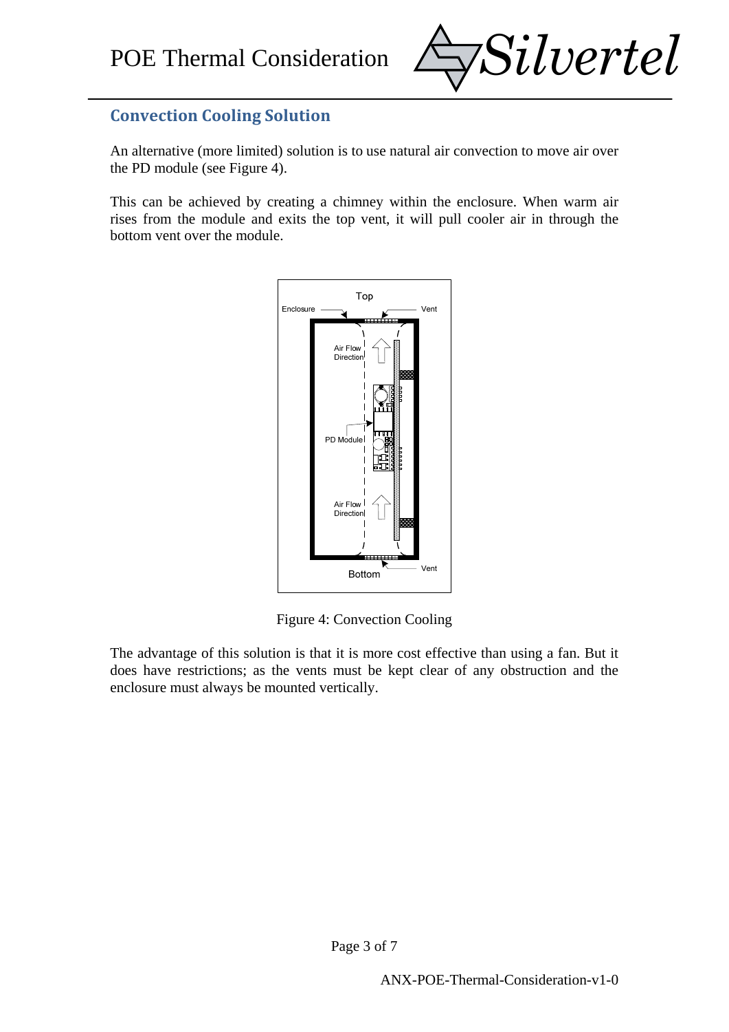## Convection Cooling Solution

An alternative (more limited) solution is to use natural air convection to move air over the PD module (see Figure 4).

This can be achieved by creating a chimney within the enclosure. When warm air rises from the module and exits the top vent, it will pull cooler air in through the bottom vent over the module.

Figure 4: Convection Cooling

The advantage of this solution is that it is more cost effective than using a fan. But it does have restrictions; as the vents must be kept clear of any obstruction and the enclosure must always be mounted vertically.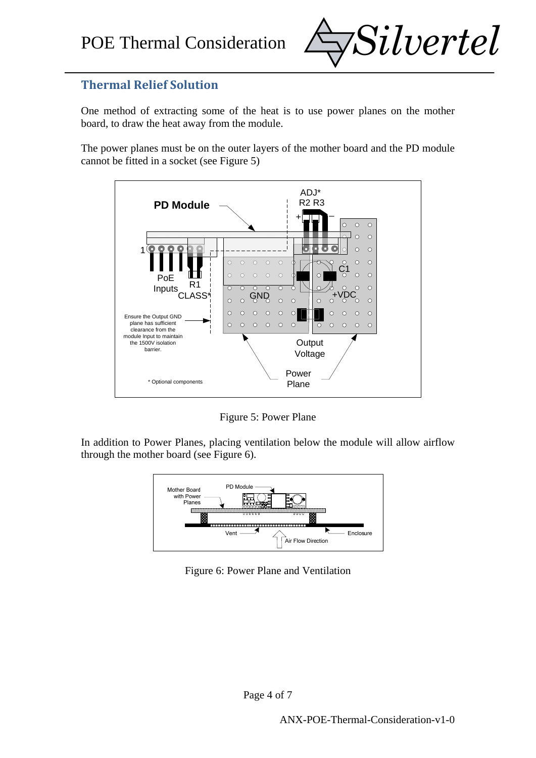## Thermal Relief Solution

One method of extracting some of the heat is to use power planes on the mother board, to draw the heat away from the module.

The power planes must be on the outer layers of the mother board and the PD module cannot be fitted in a socket (see Figure 5)

Figure 5: Power Plane

In addition to Power Planes, placing ventilation below the module will allow airflow through the mother board (see Figure 6).

Figure 6: Power Plane and Ventilation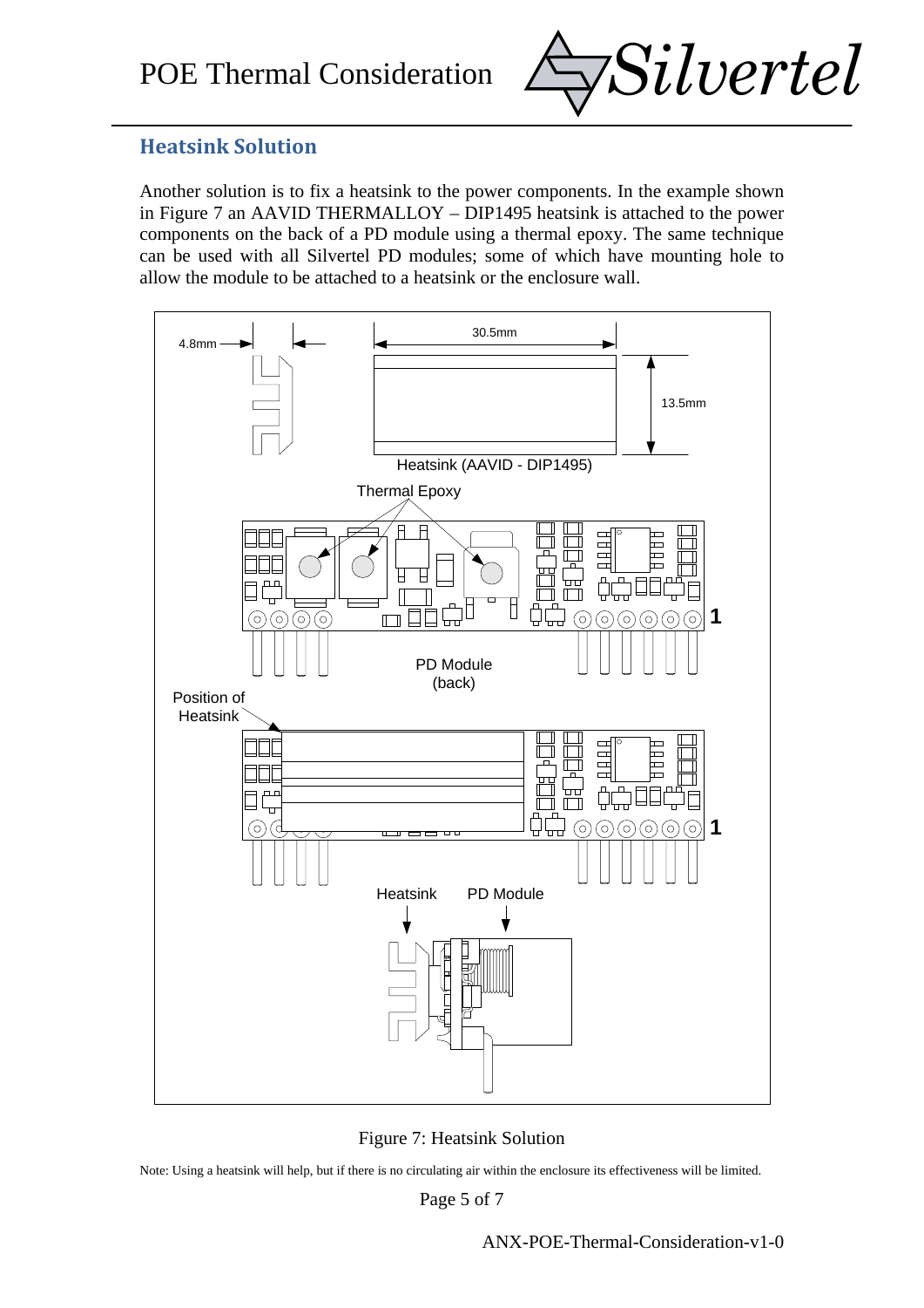## Heatsink Solution

Another solution is to fix a heatsink to the power components. In the example shown in Figure 7 an AAVID THERMALLOY – DIP1495 heatsink is attached to the power components on the back of a PD module using a thermal epoxy. The same technique can be used with all Silvertel PD modules; some of which have mounting hole to allow the module to be attached to a heatsink or the enclosure wall.

Figure 7: Heatsink Solution

Note: Using a heatsink will help, but if there is no circulating air within the enclosure its effectiveness will be limited.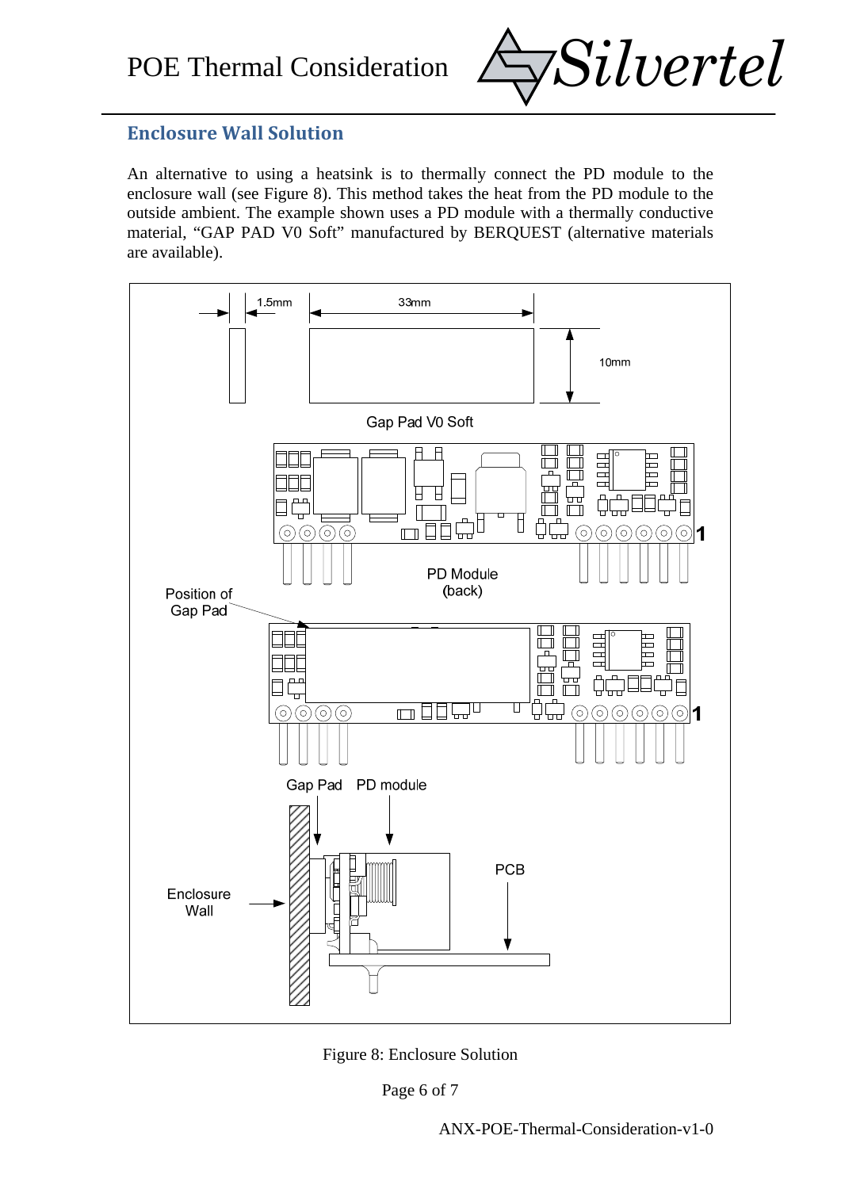## Enclosure Wall Solution

An alternative to using a heatsink is to thermally connect the PD module to the enclosure wall (see Figure 8). This method takes the heat from the PD module to the outside ambient. The example shown uses a PD module with a thermally conductive material, "GAP PAD V0 Soft" manufactured by BERQUEST (alternative materials are available).

Figure 8: Enclosure Solution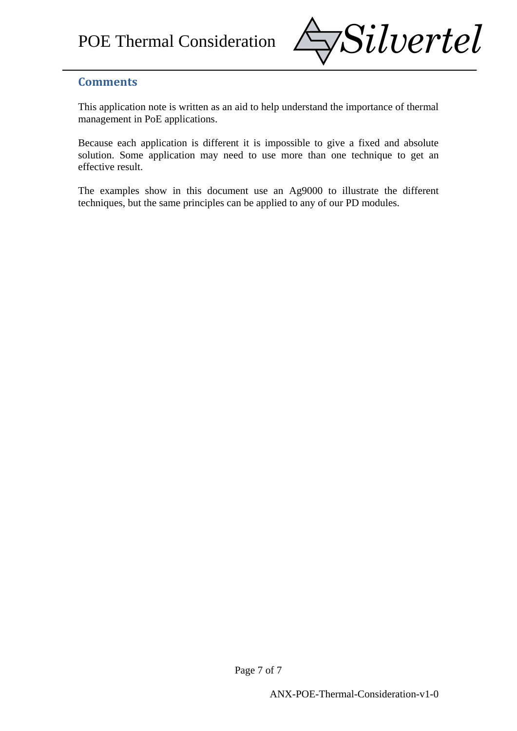## Comments

This application note is written as an aid to help understand the importance of thermal management in PoE applications.

Because each application is different it is impossible to give a fixed and absolute solution. Some application may need to use more than one technique to get an effective result.

The examples show in this document use an Ag9000 to illustrate the different techniques, but the same principles can be applied to any of our PD modules.